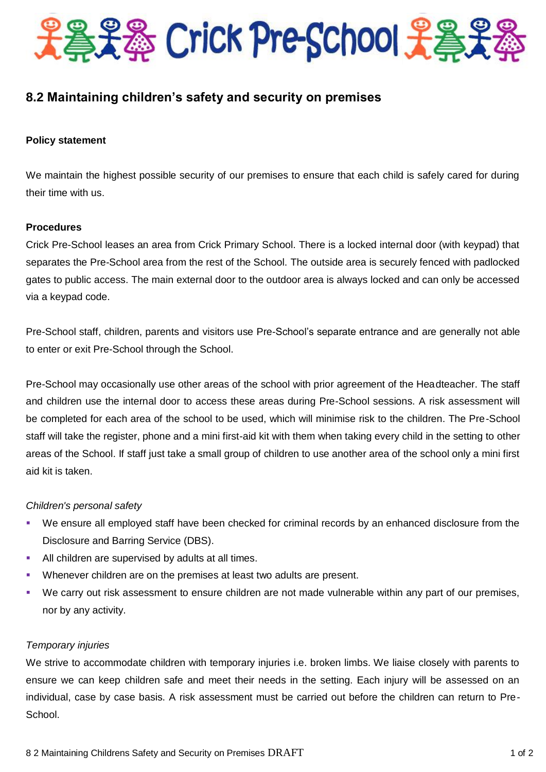# Crick Pre-School

## 8.2 Maintaining children's safety and security on premises

**Policy statement**

We maintain the highest possible security of our premises to ensure that each child is safely cared for during their time with us.

**Procedures**

Crick Pre-School leases an area from Crick Primary School. There is a locked internal door (with keypad) that separates the Pre-School area from the rest of the School. The outside area is securely fenced with padlocked gates to public access. The main external door to the outdoor area is always locked and can only be accessed via a keypad code.

Pre-School staff, children, parents and visitors use Pre-School's separate entrance and are generally not able to enter or exit Pre-School through the School.

Pre-School may occasionally use other areas of the school with prior agreement of the Headteacher. The staff and children use the internal door to access these areas during Pre-School sessions. A risk assessment will be completed for each area of the school to be used, which will minimise risk to the children. The Pre-School staff will take the register, phone and a mini first-aid kit with them when taking every child in the setting to other areas of the School. If staff just take a small group of children to use another area of the school only a mini first aid kit is taken.

*Children's personal safety*

- We ensure all employed staff have been checked for criminal records by an enhanced disclosure from the Disclosure and Barring Service (DBS).
- All children are supervised by adults at all times.
- Whenever children are on the premises at least two adults are present.
- We carry out risk assessment to ensure children are not made vulnerable within any part of our premises, nor by any activity.

*Temporary injuries*

We strive to accommodate children with temporary injuries i.e. broken limbs. We liaise closely with parents to ensure we can keep children safe and meet their needs in the setting. Each injury will be assessed on an individual, case by case basis. A risk assessment must be carried out before the children can return to Pre-School.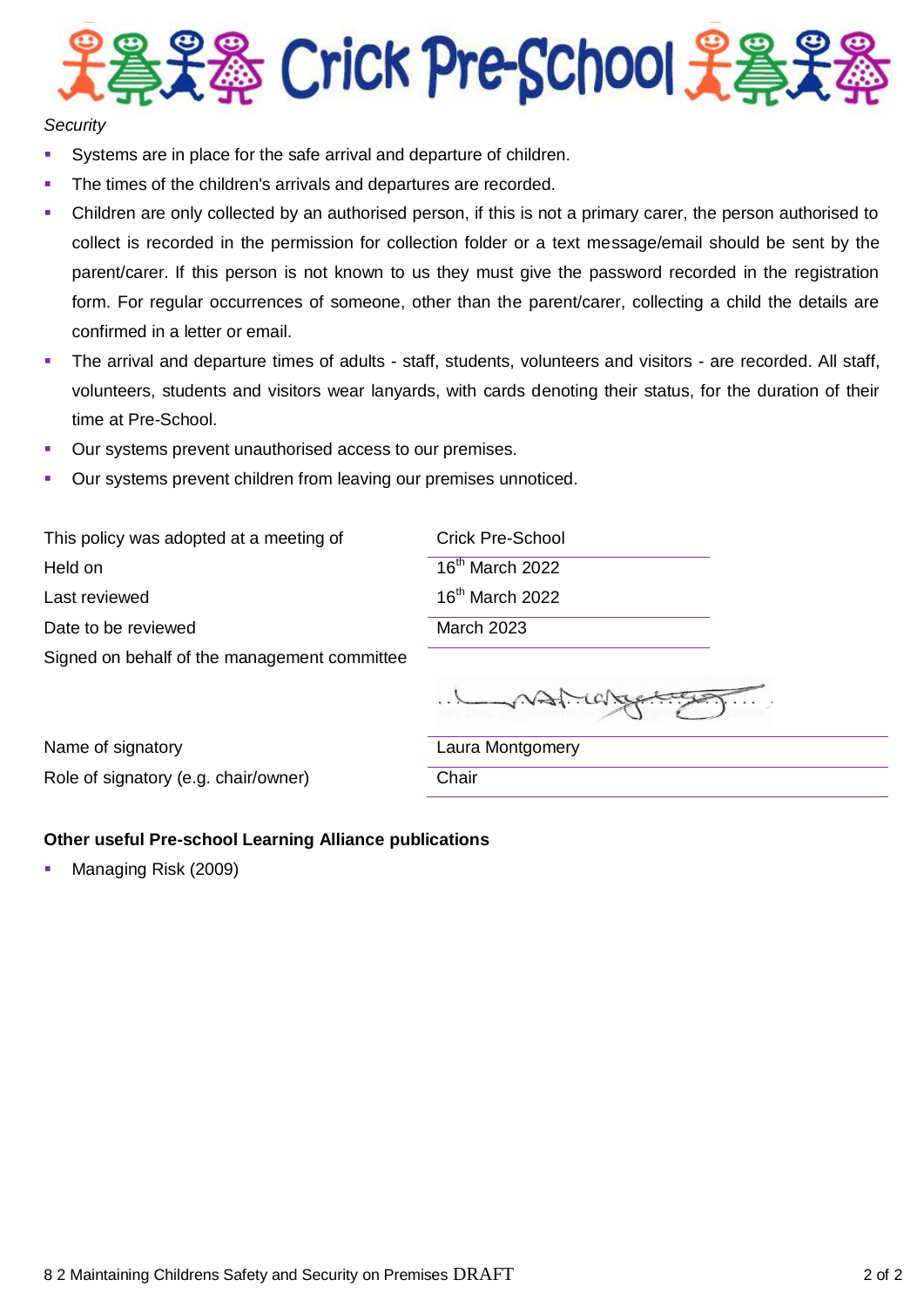*Security*

- Systems are in place for the safe arrival and departure of children.
- The times of the children's arrivals and departures are recorded.
- Children are only collected by an authorised person, if this is not a primary carer, the person authorised to collect is recorded in the permission for collection folder or a text message/email should be sent by the parent/carer. If this person is not known to us they must give the password recorded in the registration form. For regular occurrences of someone, other than the parent/carer, collecting a child the details are confirmed in a letter or email.
- The arrival and departure times of adults - staff, students, volunteers and visitors - are recorded. All staff, volunteers, students and visitors wear lanyards, with cards denoting their status, for the duration of their time at Pre-School.
- Our systems prevent unauthorised access to our premises.
- Our systems prevent children from leaving our premises unnoticed.

| | |
|---|---|
| This policy was adopted at a meeting of | Crick Pre-School |
| Held on | 16th March 2022 |
| Last reviewed | 16th March 2022 |
| Date to be reviewed | March 2023 |
| Signed on behalf of the management committee | |
| Name of signatory | Laura Montgomery |
| Role of signatory (e.g. chair/owner) | Chair |

**Other useful Pre-school Learning Alliance publications**

- Managing Risk (2009)